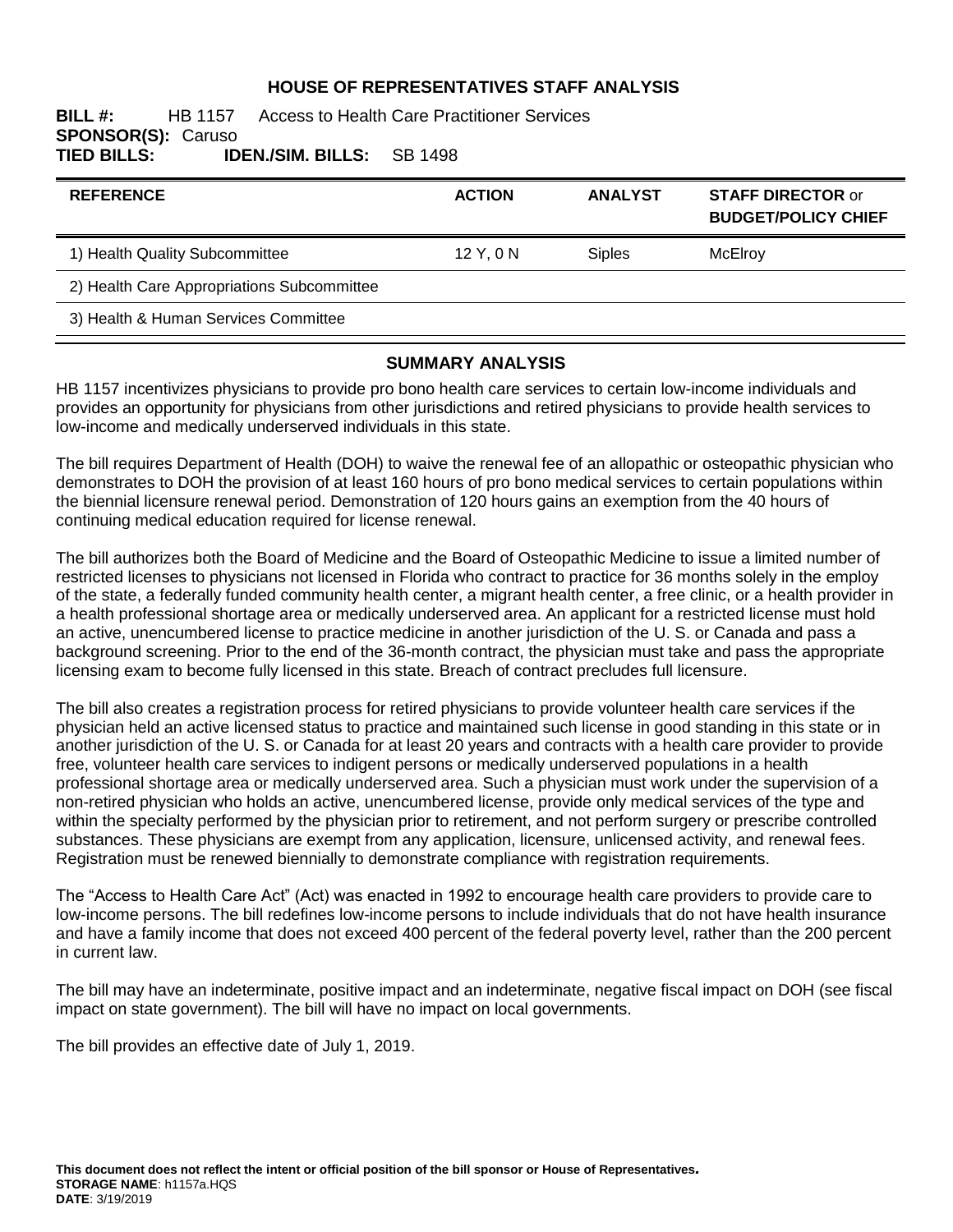# HOUSE OF REPRESENTATIVES STAFF ANALYSIS

**BILL #:** HB 1157 Access to Health Care Practitioner Services
**SPONSOR(S):** Caruso
**TIED BILLS:** **IDEN./SIM. BILLS:** SB 1498

| REFERENCE | ACTION | ANALYST | STAFF DIRECTOR or BUDGET/POLICY CHIEF |
|---|---|---|---|
| 1) Health Quality Subcommittee | 12 Y, 0 N | Siples | McElroy |
| 2) Health Care Appropriations Subcommittee | | | |
| 3) Health & Human Services Committee | | | |

## SUMMARY ANALYSIS

HB 1157 incentivizes physicians to provide pro bono health care services to certain low-income individuals and provides an opportunity for physicians from other jurisdictions and retired physicians to provide health services to low-income and medically underserved individuals in this state.

The bill requires Department of Health (DOH) to waive the renewal fee of an allopathic or osteopathic physician who demonstrates to DOH the provision of at least 160 hours of pro bono medical services to certain populations within the biennial licensure renewal period. Demonstration of 120 hours gains an exemption from the 40 hours of continuing medical education required for license renewal.

The bill authorizes both the Board of Medicine and the Board of Osteopathic Medicine to issue a limited number of restricted licenses to physicians not licensed in Florida who contract to practice for 36 months solely in the employ of the state, a federally funded community health center, a migrant health center, a free clinic, or a health provider in a health professional shortage area or medically underserved area. An applicant for a restricted license must hold an active, unencumbered license to practice medicine in another jurisdiction of the U. S. or Canada and pass a background screening. Prior to the end of the 36-month contract, the physician must take and pass the appropriate licensing exam to become fully licensed in this state. Breach of contract precludes full licensure.

The bill also creates a registration process for retired physicians to provide volunteer health care services if the physician held an active licensed status to practice and maintained such license in good standing in this state or in another jurisdiction of the U. S. or Canada for at least 20 years and contracts with a health care provider to provide free, volunteer health care services to indigent persons or medically underserved populations in a health professional shortage area or medically underserved area. Such a physician must work under the supervision of a non-retired physician who holds an active, unencumbered license, provide only medical services of the type and within the specialty performed by the physician prior to retirement, and not perform surgery or prescribe controlled substances. These physicians are exempt from any application, licensure, unlicensed activity, and renewal fees. Registration must be renewed biennially to demonstrate compliance with registration requirements.

The "Access to Health Care Act" (Act) was enacted in 1992 to encourage health care providers to provide care to low-income persons. The bill redefines low-income persons to include individuals that do not have health insurance and have a family income that does not exceed 400 percent of the federal poverty level, rather than the 200 percent in current law.

The bill may have an indeterminate, positive impact and an indeterminate, negative fiscal impact on DOH (see fiscal impact on state government). The bill will have no impact on local governments.

The bill provides an effective date of July 1, 2019.

**This document does not reflect the intent or official position of the bill sponsor or House of Representatives.**
**STORAGE NAME**: h1157a.HQS
**DATE**: 3/19/2019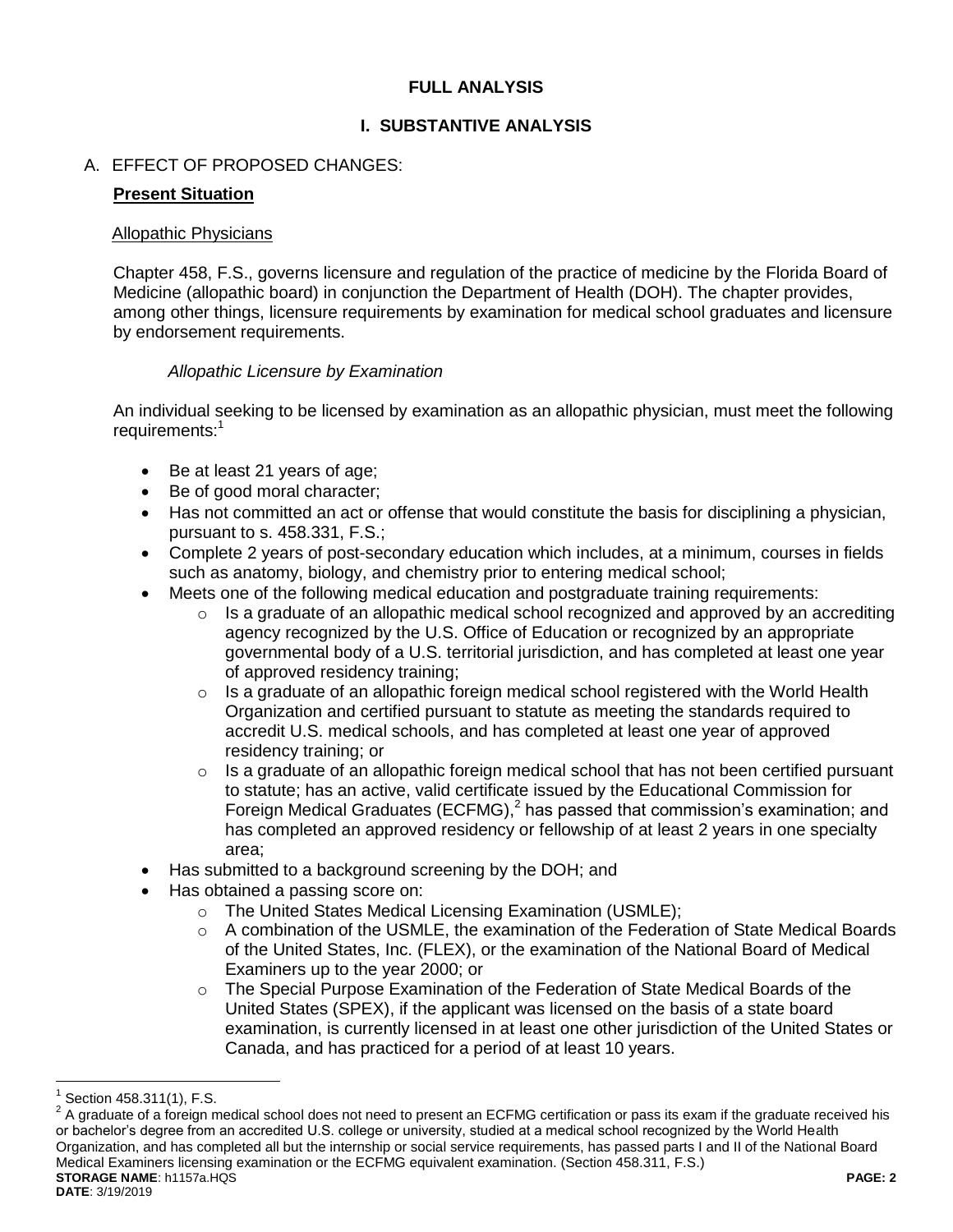## FULL ANALYSIS

## I. SUBSTANTIVE ANALYSIS

A. EFFECT OF PROPOSED CHANGES:

**Present Situation**

Allopathic Physicians

Chapter 458, F.S., governs licensure and regulation of the practice of medicine by the Florida Board of Medicine (allopathic board) in conjunction the Department of Health (DOH). The chapter provides, among other things, licensure requirements by examination for medical school graduates and licensure by endorsement requirements.

*Allopathic Licensure by Examination*

An individual seeking to be licensed by examination as an allopathic physician, must meet the following requirements:[1]

- Be at least 21 years of age;
- Be of good moral character;
- Has not committed an act or offense that would constitute the basis for disciplining a physician, pursuant to s. 458.331, F.S.;
- Complete 2 years of post-secondary education which includes, at a minimum, courses in fields such as anatomy, biology, and chemistry prior to entering medical school;
- Meets one of the following medical education and postgraduate training requirements:
    - Is a graduate of an allopathic medical school recognized and approved by an accrediting agency recognized by the U.S. Office of Education or recognized by an appropriate governmental body of a U.S. territorial jurisdiction, and has completed at least one year of approved residency training;
    - Is a graduate of an allopathic foreign medical school registered with the World Health Organization and certified pursuant to statute as meeting the standards required to accredit U.S. medical schools, and has completed at least one year of approved residency training; or
    - Is a graduate of an allopathic foreign medical school that has not been certified pursuant to statute; has an active, valid certificate issued by the Educational Commission for Foreign Medical Graduates (ECFMG),[2] has passed that commission's examination; and has completed an approved residency or fellowship of at least 2 years in one specialty area;
- Has submitted to a background screening by the DOH; and
- Has obtained a passing score on:
    - The United States Medical Licensing Examination (USMLE);
    - A combination of the USMLE, the examination of the Federation of State Medical Boards of the United States, Inc. (FLEX), or the examination of the National Board of Medical Examiners up to the year 2000; or
    - The Special Purpose Examination of the Federation of State Medical Boards of the United States (SPEX), if the applicant was licensed on the basis of a state board examination, is currently licensed in at least one other jurisdiction of the United States or Canada, and has practiced for a period of at least 10 years.

---

[1] Section 458.311(1), F.S.

[2] A graduate of a foreign medical school does not need to present an ECFMG certification or pass its exam if the graduate received his or bachelor's degree from an accredited U.S. college or university, studied at a medical school recognized by the World Health Organization, and has completed all but the internship or social service requirements, has passed parts I and II of the National Board Medical Examiners licensing examination or the ECFMG equivalent examination. (Section 458.311, F.S.)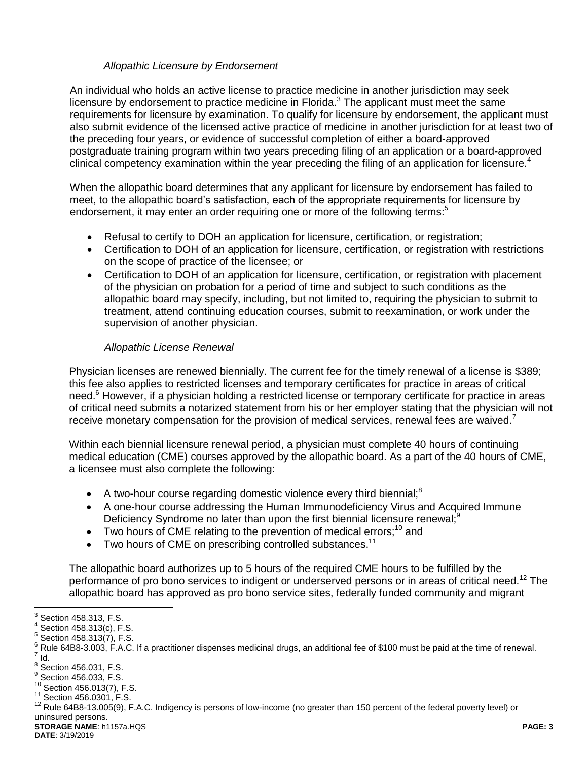*Allopathic Licensure by Endorsement*

An individual who holds an active license to practice medicine in another jurisdiction may seek licensure by endorsement to practice medicine in Florida.[3] The applicant must meet the same requirements for licensure by examination. To qualify for licensure by endorsement, the applicant must also submit evidence of the licensed active practice of medicine in another jurisdiction for at least two of the preceding four years, or evidence of successful completion of either a board-approved postgraduate training program within two years preceding filing of an application or a board-approved clinical competency examination within the year preceding the filing of an application for licensure.[4]

When the allopathic board determines that any applicant for licensure by endorsement has failed to meet, to the allopathic board's satisfaction, each of the appropriate requirements for licensure by endorsement, it may enter an order requiring one or more of the following terms:[5]

- Refusal to certify to DOH an application for licensure, certification, or registration;
- Certification to DOH of an application for licensure, certification, or registration with restrictions on the scope of practice of the licensee; or
- Certification to DOH of an application for licensure, certification, or registration with placement of the physician on probation for a period of time and subject to such conditions as the allopathic board may specify, including, but not limited to, requiring the physician to submit to treatment, attend continuing education courses, submit to reexamination, or work under the supervision of another physician.

*Allopathic License Renewal*

Physician licenses are renewed biennially. The current fee for the timely renewal of a license is $389; this fee also applies to restricted licenses and temporary certificates for practice in areas of critical need.[6] However, if a physician holding a restricted license or temporary certificate for practice in areas of critical need submits a notarized statement from his or her employer stating that the physician will not receive monetary compensation for the provision of medical services, renewal fees are waived.[7]

Within each biennial licensure renewal period, a physician must complete 40 hours of continuing medical education (CME) courses approved by the allopathic board. As a part of the 40 hours of CME, a licensee must also complete the following:

- A two-hour course regarding domestic violence every third biennial;[8]
- A one-hour course addressing the Human Immunodeficiency Virus and Acquired Immune Deficiency Syndrome no later than upon the first biennial licensure renewal;[9]
- Two hours of CME relating to the prevention of medical errors;[10] and
- Two hours of CME on prescribing controlled substances.[11]

The allopathic board authorizes up to 5 hours of the required CME hours to be fulfilled by the performance of pro bono services to indigent or underserved persons or in areas of critical need.[12] The allopathic board has approved as pro bono service sites, federally funded community and migrant

---

[3] Section 458.313, F.S.
[4] Section 458.313(c), F.S.
[5] Section 458.313(7), F.S.
[6] Rule 64B8-3.003, F.A.C. If a practitioner dispenses medicinal drugs, an additional fee of $100 must be paid at the time of renewal.
[7] Id.
[8] Section 456.031, F.S.
[9] Section 456.033, F.S.
[10] Section 456.013(7), F.S.
[11] Section 456.0301, F.S.
[12] Rule 64B8-13.005(9), F.A.C. Indigency is persons of low-income (no greater than 150 percent of the federal poverty level) or uninsured persons.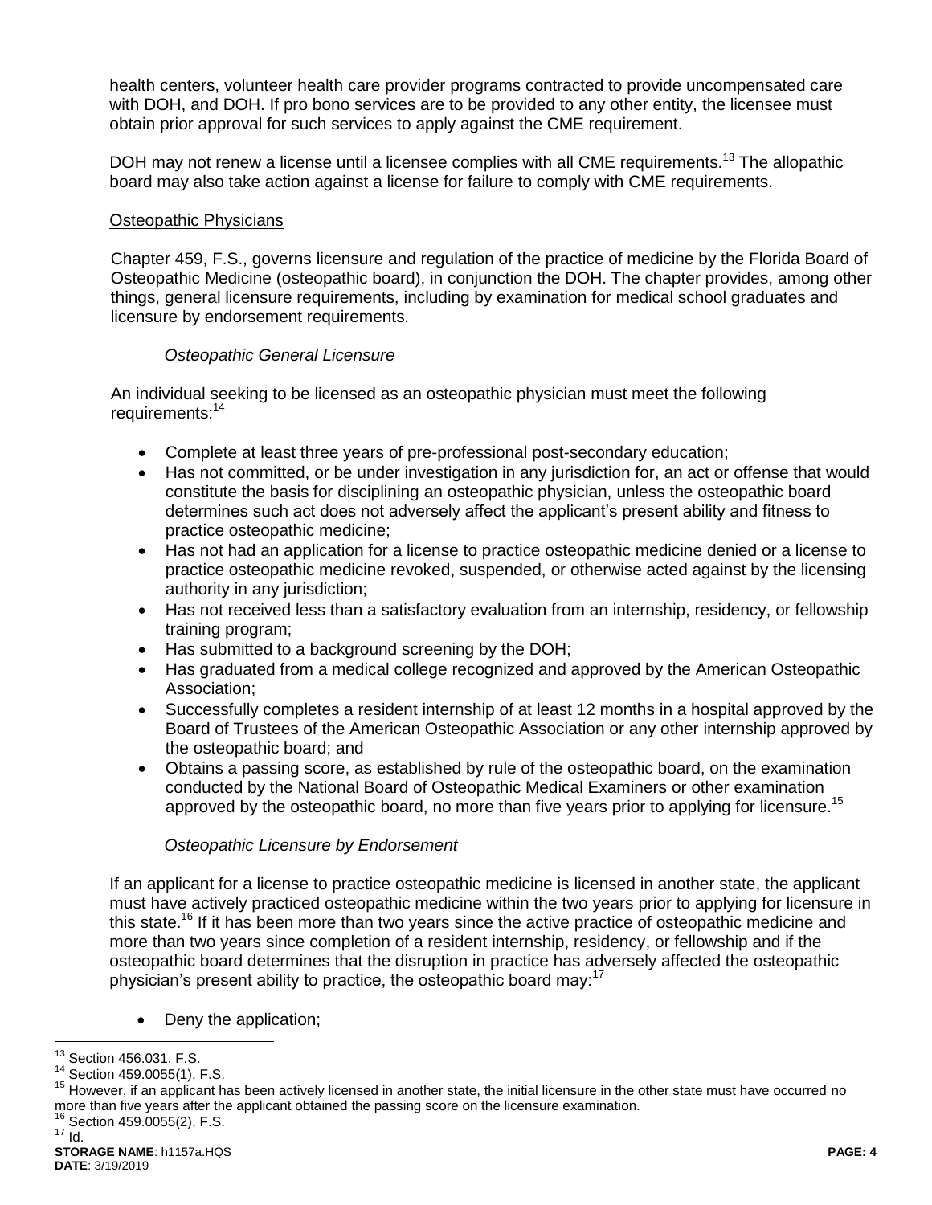health centers, volunteer health care provider programs contracted to provide uncompensated care with DOH, and DOH. If pro bono services are to be provided to any other entity, the licensee must obtain prior approval for such services to apply against the CME requirement.

DOH may not renew a license until a licensee complies with all CME requirements.[13] The allopathic board may also take action against a license for failure to comply with CME requirements.

Osteopathic Physicians

Chapter 459, F.S., governs licensure and regulation of the practice of medicine by the Florida Board of Osteopathic Medicine (osteopathic board), in conjunction the DOH. The chapter provides, among other things, general licensure requirements, including by examination for medical school graduates and licensure by endorsement requirements.

*Osteopathic General Licensure*

An individual seeking to be licensed as an osteopathic physician must meet the following requirements:[14]

- Complete at least three years of pre-professional post-secondary education;
- Has not committed, or be under investigation in any jurisdiction for, an act or offense that would constitute the basis for disciplining an osteopathic physician, unless the osteopathic board determines such act does not adversely affect the applicant's present ability and fitness to practice osteopathic medicine;
- Has not had an application for a license to practice osteopathic medicine denied or a license to practice osteopathic medicine revoked, suspended, or otherwise acted against by the licensing authority in any jurisdiction;
- Has not received less than a satisfactory evaluation from an internship, residency, or fellowship training program;
- Has submitted to a background screening by the DOH;
- Has graduated from a medical college recognized and approved by the American Osteopathic Association;
- Successfully completes a resident internship of at least 12 months in a hospital approved by the Board of Trustees of the American Osteopathic Association or any other internship approved by the osteopathic board; and
- Obtains a passing score, as established by rule of the osteopathic board, on the examination conducted by the National Board of Osteopathic Medical Examiners or other examination approved by the osteopathic board, no more than five years prior to applying for licensure.[15]

*Osteopathic Licensure by Endorsement*

If an applicant for a license to practice osteopathic medicine is licensed in another state, the applicant must have actively practiced osteopathic medicine within the two years prior to applying for licensure in this state.[16] If it has been more than two years since the active practice of osteopathic medicine and more than two years since completion of a resident internship, residency, or fellowship and if the osteopathic board determines that the disruption in practice has adversely affected the osteopathic physician's present ability to practice, the osteopathic board may:[17]

- Deny the application;

---

[13] Section 456.031, F.S.

[14] Section 459.0055(1), F.S.

[15] However, if an applicant has been actively licensed in another state, the initial licensure in the other state must have occurred no more than five years after the applicant obtained the passing score on the licensure examination.

[16] Section 459.0055(2), F.S.

[17] Id.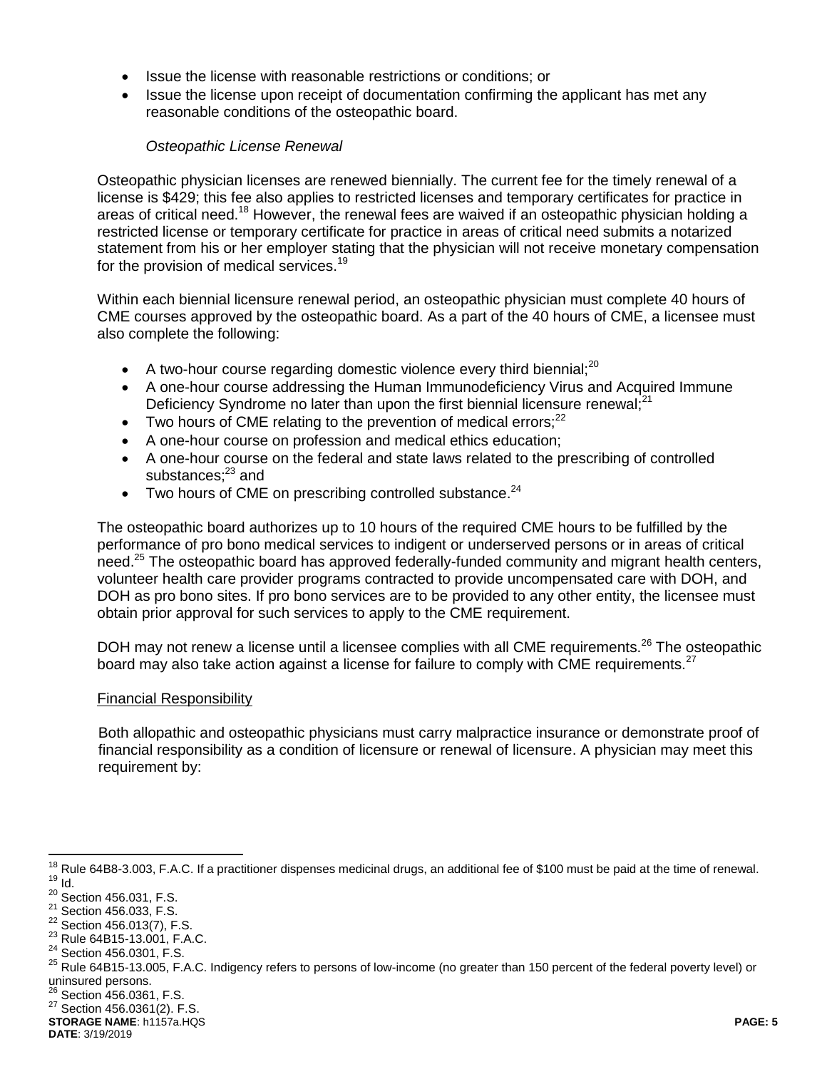- Issue the license with reasonable restrictions or conditions; or
- Issue the license upon receipt of documentation confirming the applicant has met any reasonable conditions of the osteopathic board.

*Osteopathic License Renewal*

Osteopathic physician licenses are renewed biennially. The current fee for the timely renewal of a license is $429; this fee also applies to restricted licenses and temporary certificates for practice in areas of critical need.[18] However, the renewal fees are waived if an osteopathic physician holding a restricted license or temporary certificate for practice in areas of critical need submits a notarized statement from his or her employer stating that the physician will not receive monetary compensation for the provision of medical services.[19]

Within each biennial licensure renewal period, an osteopathic physician must complete 40 hours of CME courses approved by the osteopathic board. As a part of the 40 hours of CME, a licensee must also complete the following:

- A two-hour course regarding domestic violence every third biennial;[20]
- A one-hour course addressing the Human Immunodeficiency Virus and Acquired Immune Deficiency Syndrome no later than upon the first biennial licensure renewal;[21]
- Two hours of CME relating to the prevention of medical errors;[22]
- A one-hour course on profession and medical ethics education;
- A one-hour course on the federal and state laws related to the prescribing of controlled substances;[23] and
- Two hours of CME on prescribing controlled substance.[24]

The osteopathic board authorizes up to 10 hours of the required CME hours to be fulfilled by the performance of pro bono medical services to indigent or underserved persons or in areas of critical need.[25] The osteopathic board has approved federally-funded community and migrant health centers, volunteer health care provider programs contracted to provide uncompensated care with DOH, and DOH as pro bono sites. If pro bono services are to be provided to any other entity, the licensee must obtain prior approval for such services to apply to the CME requirement.

DOH may not renew a license until a licensee complies with all CME requirements.[26] The osteopathic board may also take action against a license for failure to comply with CME requirements.[27]

<u>Financial Responsibility</u>

Both allopathic and osteopathic physicians must carry malpractice insurance or demonstrate proof of financial responsibility as a condition of licensure or renewal of licensure. A physician may meet this requirement by:

---

[18] Rule 64B8-3.003, F.A.C. If a practitioner dispenses medicinal drugs, an additional fee of $100 must be paid at the time of renewal.
[19] Id.
[20] Section 456.031, F.S.
[21] Section 456.033, F.S.
[22] Section 456.013(7), F.S.
[23] Rule 64B15-13.001, F.A.C.
[24] Section 456.0301, F.S.
[25] Rule 64B15-13.005, F.A.C. Indigency refers to persons of low-income (no greater than 150 percent of the federal poverty level) or uninsured persons.
[26] Section 456.0361, F.S.
[27] Section 456.0361(2). F.S.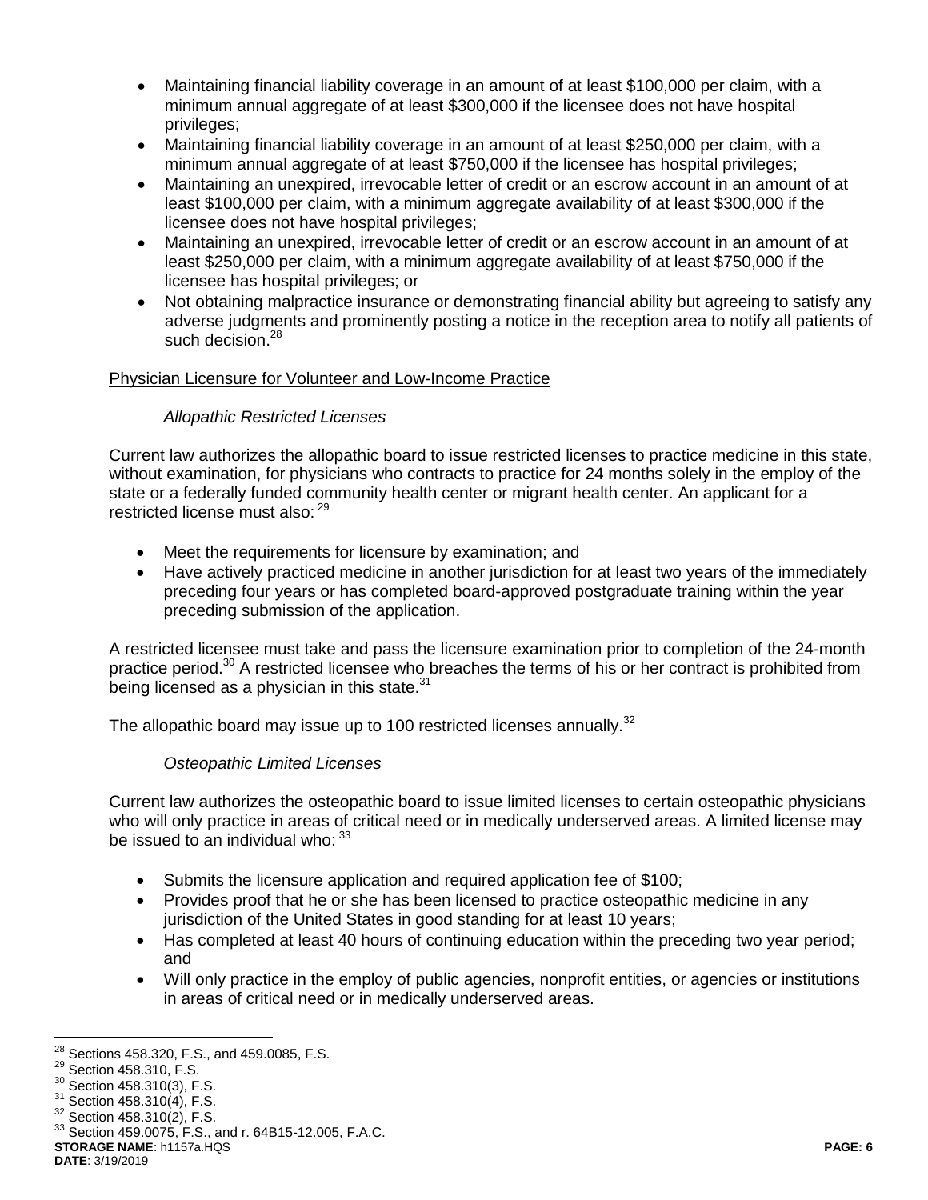- Maintaining financial liability coverage in an amount of at least \$100,000 per claim, with a minimum annual aggregate of at least \$300,000 if the licensee does not have hospital privileges;
- Maintaining financial liability coverage in an amount of at least \$250,000 per claim, with a minimum annual aggregate of at least \$750,000 if the licensee has hospital privileges;
- Maintaining an unexpired, irrevocable letter of credit or an escrow account in an amount of at least \$100,000 per claim, with a minimum aggregate availability of at least \$300,000 if the licensee does not have hospital privileges;
- Maintaining an unexpired, irrevocable letter of credit or an escrow account in an amount of at least \$250,000 per claim, with a minimum aggregate availability of at least \$750,000 if the licensee has hospital privileges; or
- Not obtaining malpractice insurance or demonstrating financial ability but agreeing to satisfy any adverse judgments and prominently posting a notice in the reception area to notify all patients of such decision.[28]

<u>Physician Licensure for Volunteer and Low-Income Practice</u>

*Allopathic Restricted Licenses*

Current law authorizes the allopathic board to issue restricted licenses to practice medicine in this state, without examination, for physicians who contracts to practice for 24 months solely in the employ of the state or a federally funded community health center or migrant health center. An applicant for a restricted license must also: [29]

- Meet the requirements for licensure by examination; and
- Have actively practiced medicine in another jurisdiction for at least two years of the immediately preceding four years or has completed board-approved postgraduate training within the year preceding submission of the application.

A restricted licensee must take and pass the licensure examination prior to completion of the 24-month practice period.[30] A restricted licensee who breaches the terms of his or her contract is prohibited from being licensed as a physician in this state.[31]

The allopathic board may issue up to 100 restricted licenses annually.[32]

*Osteopathic Limited Licenses*

Current law authorizes the osteopathic board to issue limited licenses to certain osteopathic physicians who will only practice in areas of critical need or in medically underserved areas. A limited license may be issued to an individual who: [33]

- Submits the licensure application and required application fee of \$100;
- Provides proof that he or she has been licensed to practice osteopathic medicine in any jurisdiction of the United States in good standing for at least 10 years;
- Has completed at least 40 hours of continuing education within the preceding two year period; and
- Will only practice in the employ of public agencies, nonprofit entities, or agencies or institutions in areas of critical need or in medically underserved areas.

---

[28] Sections 458.320, F.S., and 459.0085, F.S.
[29] Section 458.310, F.S.
[30] Section 458.310(3), F.S.
[31] Section 458.310(4), F.S.
[32] Section 458.310(2), F.S.
[33] Section 459.0075, F.S., and r. 64B15-12.005, F.A.C.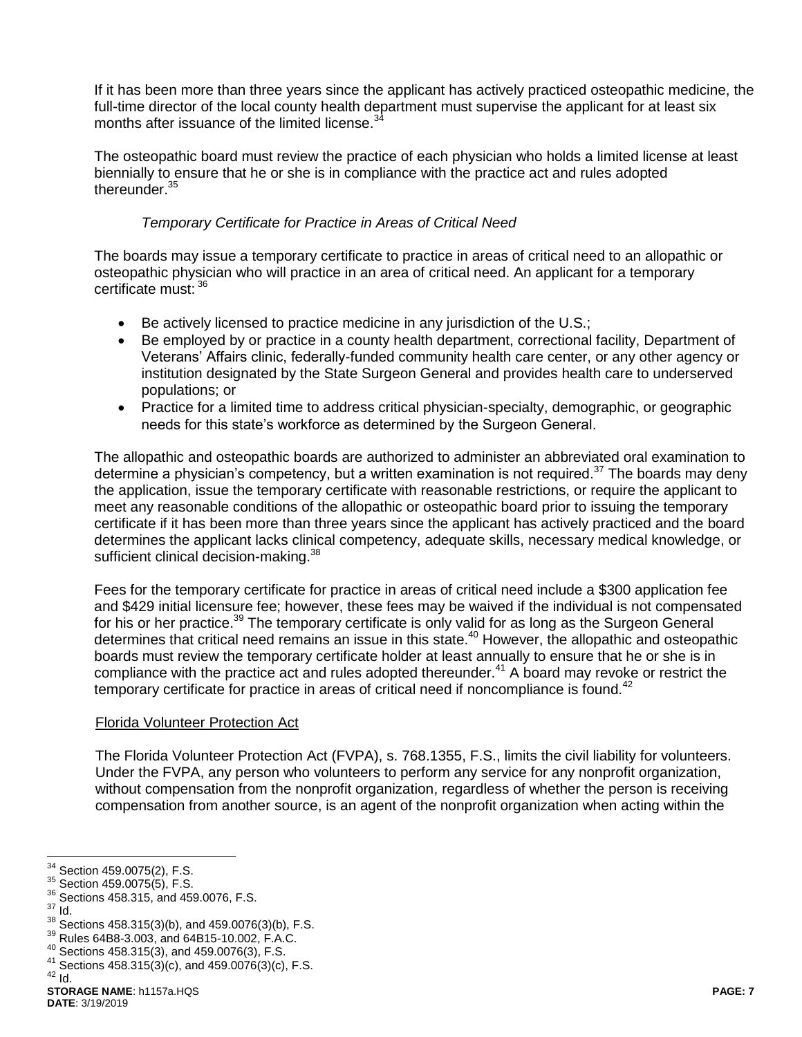If it has been more than three years since the applicant has actively practiced osteopathic medicine, the full-time director of the local county health department must supervise the applicant for at least six months after issuance of the limited license.[34]

The osteopathic board must review the practice of each physician who holds a limited license at least biennially to ensure that he or she is in compliance with the practice act and rules adopted thereunder.[35]

*Temporary Certificate for Practice in Areas of Critical Need*

The boards may issue a temporary certificate to practice in areas of critical need to an allopathic or osteopathic physician who will practice in an area of critical need. An applicant for a temporary certificate must:[36]

- Be actively licensed to practice medicine in any jurisdiction of the U.S.;
- Be employed by or practice in a county health department, correctional facility, Department of Veterans' Affairs clinic, federally-funded community health care center, or any other agency or institution designated by the State Surgeon General and provides health care to underserved populations; or
- Practice for a limited time to address critical physician-specialty, demographic, or geographic needs for this state's workforce as determined by the Surgeon General.

The allopathic and osteopathic boards are authorized to administer an abbreviated oral examination to determine a physician's competency, but a written examination is not required.[37] The boards may deny the application, issue the temporary certificate with reasonable restrictions, or require the applicant to meet any reasonable conditions of the allopathic or osteopathic board prior to issuing the temporary certificate if it has been more than three years since the applicant has actively practiced and the board determines the applicant lacks clinical competency, adequate skills, necessary medical knowledge, or sufficient clinical decision-making.[38]

Fees for the temporary certificate for practice in areas of critical need include a $300 application fee and $429 initial licensure fee; however, these fees may be waived if the individual is not compensated for his or her practice.[39] The temporary certificate is only valid for as long as the Surgeon General determines that critical need remains an issue in this state.[40] However, the allopathic and osteopathic boards must review the temporary certificate holder at least annually to ensure that he or she is in compliance with the practice act and rules adopted thereunder.[41] A board may revoke or restrict the temporary certificate for practice in areas of critical need if noncompliance is found.[42]

Florida Volunteer Protection Act

The Florida Volunteer Protection Act (FVPA), s. 768.1355, F.S., limits the civil liability for volunteers. Under the FVPA, any person who volunteers to perform any service for any nonprofit organization, without compensation from the nonprofit organization, regardless of whether the person is receiving compensation from another source, is an agent of the nonprofit organization when acting within the

---

[34] Section 459.0075(2), F.S.
[35] Section 459.0075(5), F.S.
[36] Sections 458.315, and 459.0076, F.S.
[37] Id.
[38] Sections 458.315(3)(b), and 459.0076(3)(b), F.S.
[39] Rules 64B8-3.003, and 64B15-10.002, F.A.C.
[40] Sections 458.315(3), and 459.0076(3), F.S.
[41] Sections 458.315(3)(c), and 459.0076(3)(c), F.S.
[42] Id.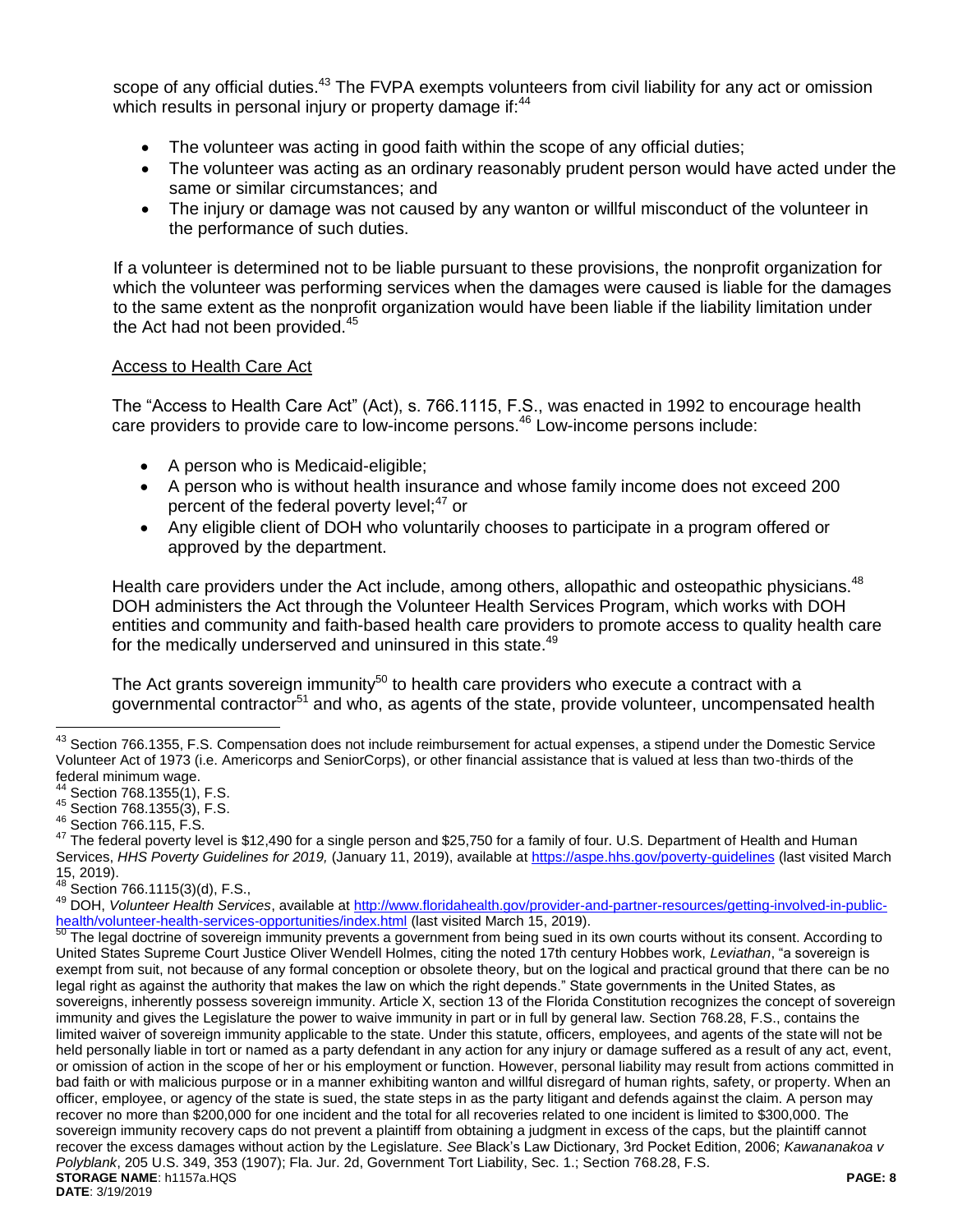scope of any official duties.[43] The FVPA exempts volunteers from civil liability for any act or omission which results in personal injury or property damage if:[44]

- The volunteer was acting in good faith within the scope of any official duties;
- The volunteer was acting as an ordinary reasonably prudent person would have acted under the same or similar circumstances; and
- The injury or damage was not caused by any wanton or willful misconduct of the volunteer in the performance of such duties.

If a volunteer is determined not to be liable pursuant to these provisions, the nonprofit organization for which the volunteer was performing services when the damages were caused is liable for the damages to the same extent as the nonprofit organization would have been liable if the liability limitation under the Act had not been provided.[45]

Access to Health Care Act

The "Access to Health Care Act" (Act), s. 766.1115, F.S., was enacted in 1992 to encourage health care providers to provide care to low-income persons.[46] Low-income persons include:

- A person who is Medicaid-eligible;
- A person who is without health insurance and whose family income does not exceed 200 percent of the federal poverty level;[47] or
- Any eligible client of DOH who voluntarily chooses to participate in a program offered or approved by the department.

Health care providers under the Act include, among others, allopathic and osteopathic physicians.[48] DOH administers the Act through the Volunteer Health Services Program, which works with DOH entities and community and faith-based health care providers to promote access to quality health care for the medically underserved and uninsured in this state.[49]

The Act grants sovereign immunity[50] to health care providers who execute a contract with a governmental contractor[51] and who, as agents of the state, provide volunteer, uncompensated health

---

[43] Section 766.1355, F.S. Compensation does not include reimbursement for actual expenses, a stipend under the Domestic Service Volunteer Act of 1973 (i.e. Americorps and SeniorCorps), or other financial assistance that is valued at less than two-thirds of the federal minimum wage.

[44] Section 768.1355(1), F.S.

[45] Section 768.1355(3), F.S.

[46] Section 766.115, F.S.

[47] The federal poverty level is $12,490 for a single person and $25,750 for a family of four. U.S. Department of Health and Human Services, *HHS Poverty Guidelines for 2019,* (January 11, 2019), available at https://aspe.hhs.gov/poverty-guidelines (last visited March 15, 2019).

[48] Section 766.1115(3)(d), F.S.,

[49] DOH, *Volunteer Health Services*, available at http://www.floridahealth.gov/provider-and-partner-resources/getting-involved-in-public-health/volunteer-health-services-opportunities/index.html (last visited March 15, 2019).

[50] The legal doctrine of sovereign immunity prevents a government from being sued in its own courts without its consent. According to United States Supreme Court Justice Oliver Wendell Holmes, citing the noted 17th century Hobbes work, *Leviathan*, "a sovereign is exempt from suit, not because of any formal conception or obsolete theory, but on the logical and practical ground that there can be no legal right as against the authority that makes the law on which the right depends." State governments in the United States, as sovereigns, inherently possess sovereign immunity. Article X, section 13 of the Florida Constitution recognizes the concept of sovereign immunity and gives the Legislature the power to waive immunity in part or in full by general law. Section 768.28, F.S., contains the limited waiver of sovereign immunity applicable to the state. Under this statute, officers, employees, and agents of the state will not be held personally liable in tort or named as a party defendant in any action for any injury or damage suffered as a result of any act, event, or omission of action in the scope of her or his employment or function. However, personal liability may result from actions committed in bad faith or with malicious purpose or in a manner exhibiting wanton and willful disregard of human rights, safety, or property. When an officer, employee, or agency of the state is sued, the state steps in as the party litigant and defends against the claim. A person may recover no more than $200,000 for one incident and the total for all recoveries related to one incident is limited to $300,000. The sovereign immunity recovery caps do not prevent a plaintiff from obtaining a judgment in excess of the caps, but the plaintiff cannot recover the excess damages without action by the Legislature. *See* Black's Law Dictionary, 3rd Pocket Edition, 2006; *Kawananakoa v Polyblank*, 205 U.S. 349, 353 (1907); Fla. Jur. 2d, Government Tort Liability, Sec. 1.; Section 768.28, F.S.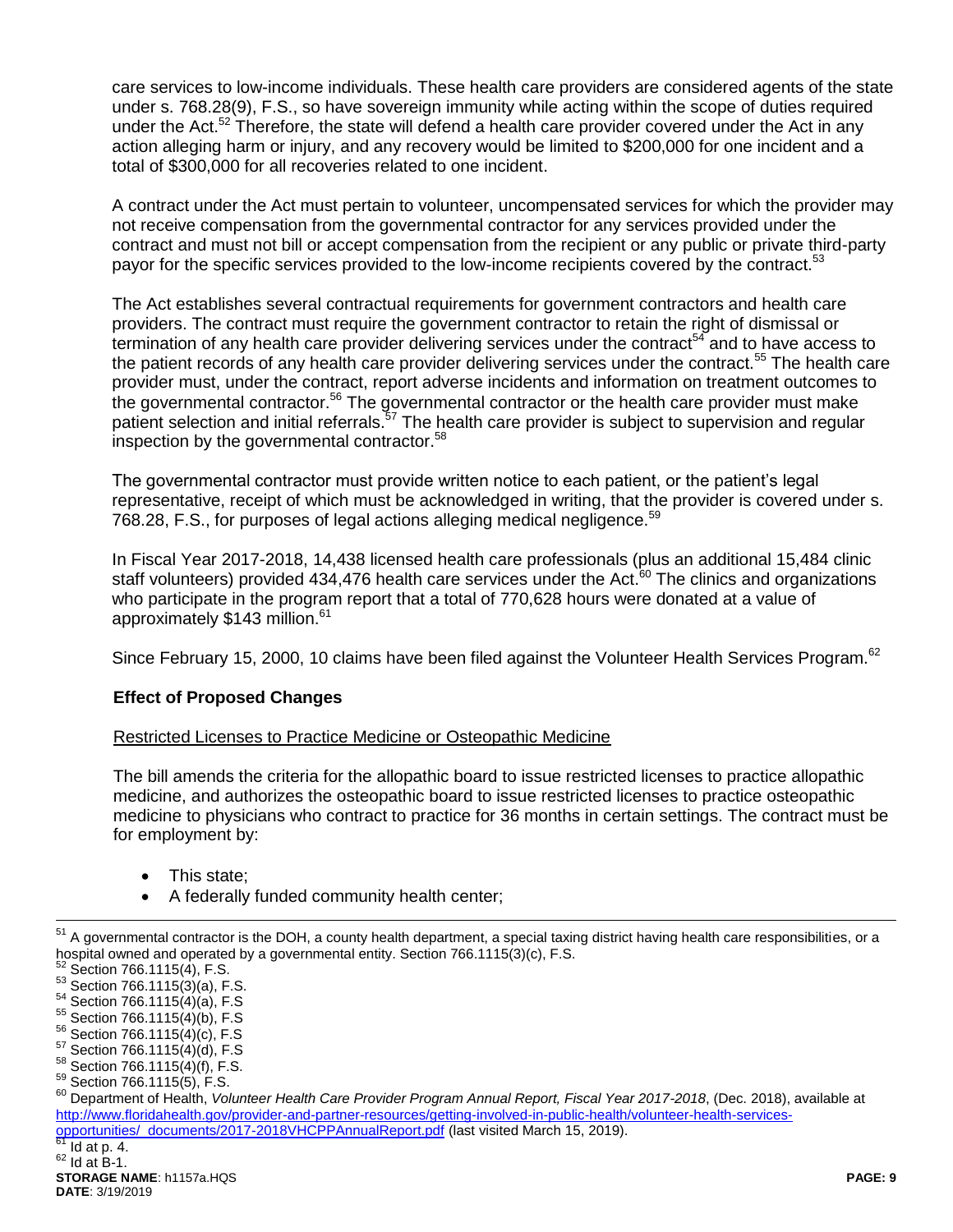care services to low-income individuals. These health care providers are considered agents of the state under s. 768.28(9), F.S., so have sovereign immunity while acting within the scope of duties required under the Act.[52] Therefore, the state will defend a health care provider covered under the Act in any action alleging harm or injury, and any recovery would be limited to $200,000 for one incident and a total of $300,000 for all recoveries related to one incident.

A contract under the Act must pertain to volunteer, uncompensated services for which the provider may not receive compensation from the governmental contractor for any services provided under the contract and must not bill or accept compensation from the recipient or any public or private third-party payor for the specific services provided to the low-income recipients covered by the contract.[53]

The Act establishes several contractual requirements for government contractors and health care providers. The contract must require the government contractor to retain the right of dismissal or termination of any health care provider delivering services under the contract[54] and to have access to the patient records of any health care provider delivering services under the contract.[55] The health care provider must, under the contract, report adverse incidents and information on treatment outcomes to the governmental contractor.[56] The governmental contractor or the health care provider must make patient selection and initial referrals.[57] The health care provider is subject to supervision and regular inspection by the governmental contractor.[58]

The governmental contractor must provide written notice to each patient, or the patient's legal representative, receipt of which must be acknowledged in writing, that the provider is covered under s. 768.28, F.S., for purposes of legal actions alleging medical negligence.[59]

In Fiscal Year 2017-2018, 14,438 licensed health care professionals (plus an additional 15,484 clinic staff volunteers) provided 434,476 health care services under the Act.[60] The clinics and organizations who participate in the program report that a total of 770,628 hours were donated at a value of approximately $143 million.[61]

Since February 15, 2000, 10 claims have been filed against the Volunteer Health Services Program.[62]

### Effect of Proposed Changes

Restricted Licenses to Practice Medicine or Osteopathic Medicine

The bill amends the criteria for the allopathic board to issue restricted licenses to practice allopathic medicine, and authorizes the osteopathic board to issue restricted licenses to practice osteopathic medicine to physicians who contract to practice for 36 months in certain settings. The contract must be for employment by:

- This state;
- A federally funded community health center;

---

[51] A governmental contractor is the DOH, a county health department, a special taxing district having health care responsibilities, or a hospital owned and operated by a governmental entity. Section 766.1115(3)(c), F.S.

[52] Section 766.1115(4), F.S.

[53] Section 766.1115(3)(a), F.S.

[54] Section 766.1115(4)(a), F.S

[55] Section 766.1115(4)(b), F.S

[56] Section 766.1115(4)(c), F.S

[57] Section 766.1115(4)(d), F.S

[58] Section 766.1115(4)(f), F.S.

[59] Section 766.1115(5), F.S.

[60] Department of Health, *Volunteer Health Care Provider Program Annual Report, Fiscal Year 2017-2018*, (Dec. 2018), available at http://www.floridahealth.gov/provider-and-partner-resources/getting-involved-in-public-health/volunteer-health-services-opportunities/_documents/2017-2018VHCPPAnnualReport.pdf (last visited March 15, 2019).

[61] Id at p. 4.

[62] Id at B-1.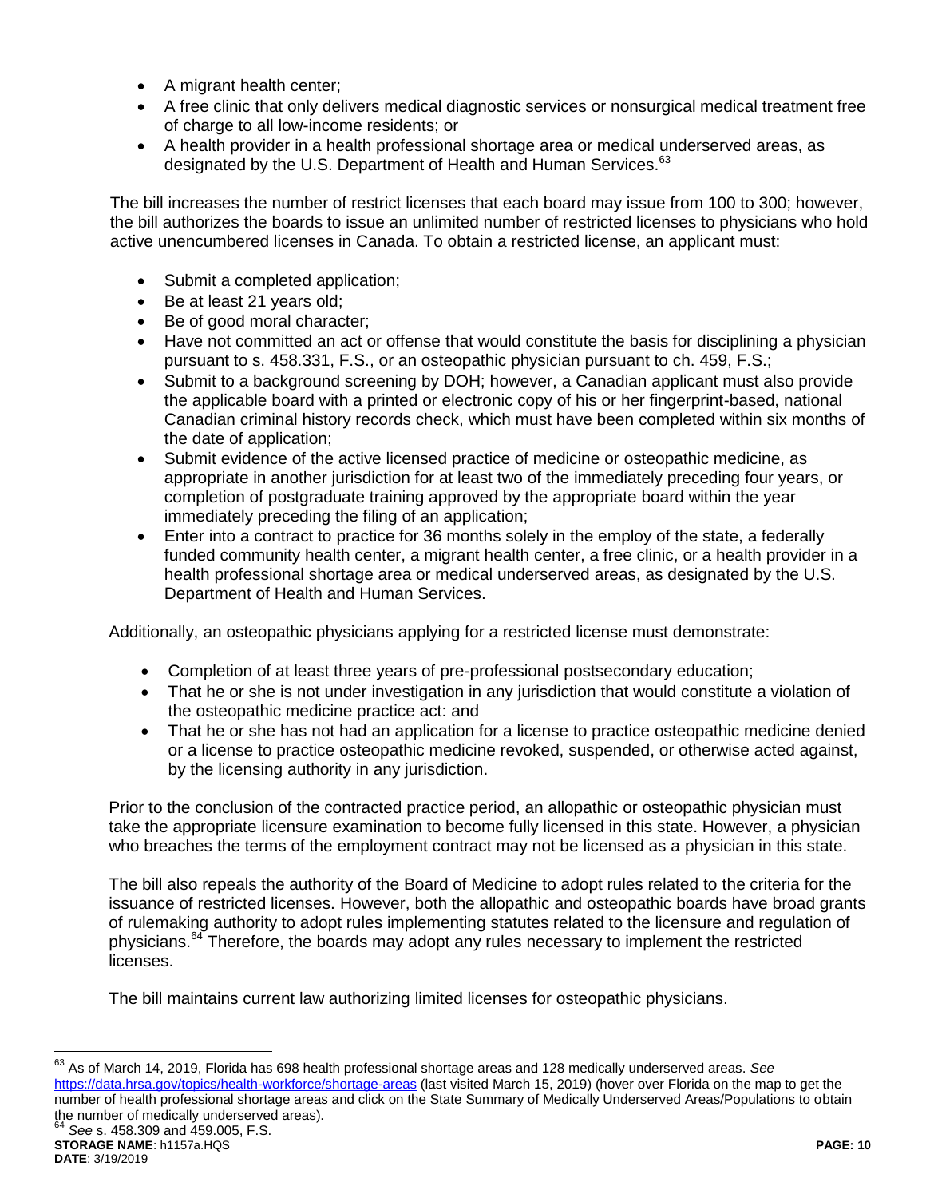- A migrant health center;
- A free clinic that only delivers medical diagnostic services or nonsurgical medical treatment free of charge to all low-income residents; or
- A health provider in a health professional shortage area or medical underserved areas, as designated by the U.S. Department of Health and Human Services.[63]

The bill increases the number of restrict licenses that each board may issue from 100 to 300; however, the bill authorizes the boards to issue an unlimited number of restricted licenses to physicians who hold active unencumbered licenses in Canada. To obtain a restricted license, an applicant must:

- Submit a completed application;
- Be at least 21 years old;
- Be of good moral character;
- Have not committed an act or offense that would constitute the basis for disciplining a physician pursuant to s. 458.331, F.S., or an osteopathic physician pursuant to ch. 459, F.S.;
- Submit to a background screening by DOH; however, a Canadian applicant must also provide the applicable board with a printed or electronic copy of his or her fingerprint-based, national Canadian criminal history records check, which must have been completed within six months of the date of application;
- Submit evidence of the active licensed practice of medicine or osteopathic medicine, as appropriate in another jurisdiction for at least two of the immediately preceding four years, or completion of postgraduate training approved by the appropriate board within the year immediately preceding the filing of an application;
- Enter into a contract to practice for 36 months solely in the employ of the state, a federally funded community health center, a migrant health center, a free clinic, or a health provider in a health professional shortage area or medical underserved areas, as designated by the U.S. Department of Health and Human Services.

Additionally, an osteopathic physicians applying for a restricted license must demonstrate:

- Completion of at least three years of pre-professional postsecondary education;
- That he or she is not under investigation in any jurisdiction that would constitute a violation of the osteopathic medicine practice act: and
- That he or she has not had an application for a license to practice osteopathic medicine denied or a license to practice osteopathic medicine revoked, suspended, or otherwise acted against, by the licensing authority in any jurisdiction.

Prior to the conclusion of the contracted practice period, an allopathic or osteopathic physician must take the appropriate licensure examination to become fully licensed in this state. However, a physician who breaches the terms of the employment contract may not be licensed as a physician in this state.

The bill also repeals the authority of the Board of Medicine to adopt rules related to the criteria for the issuance of restricted licenses. However, both the allopathic and osteopathic boards have broad grants of rulemaking authority to adopt rules implementing statutes related to the licensure and regulation of physicians.[64] Therefore, the boards may adopt any rules necessary to implement the restricted licenses.

The bill maintains current law authorizing limited licenses for osteopathic physicians.

---

[63] As of March 14, 2019, Florida has 698 health professional shortage areas and 128 medically underserved areas. *See* https://data.hrsa.gov/topics/health-workforce/shortage-areas (last visited March 15, 2019) (hover over Florida on the map to get the number of health professional shortage areas and click on the State Summary of Medically Underserved Areas/Populations to obtain the number of medically underserved areas).

[64] *See* s. 458.309 and 459.005, F.S.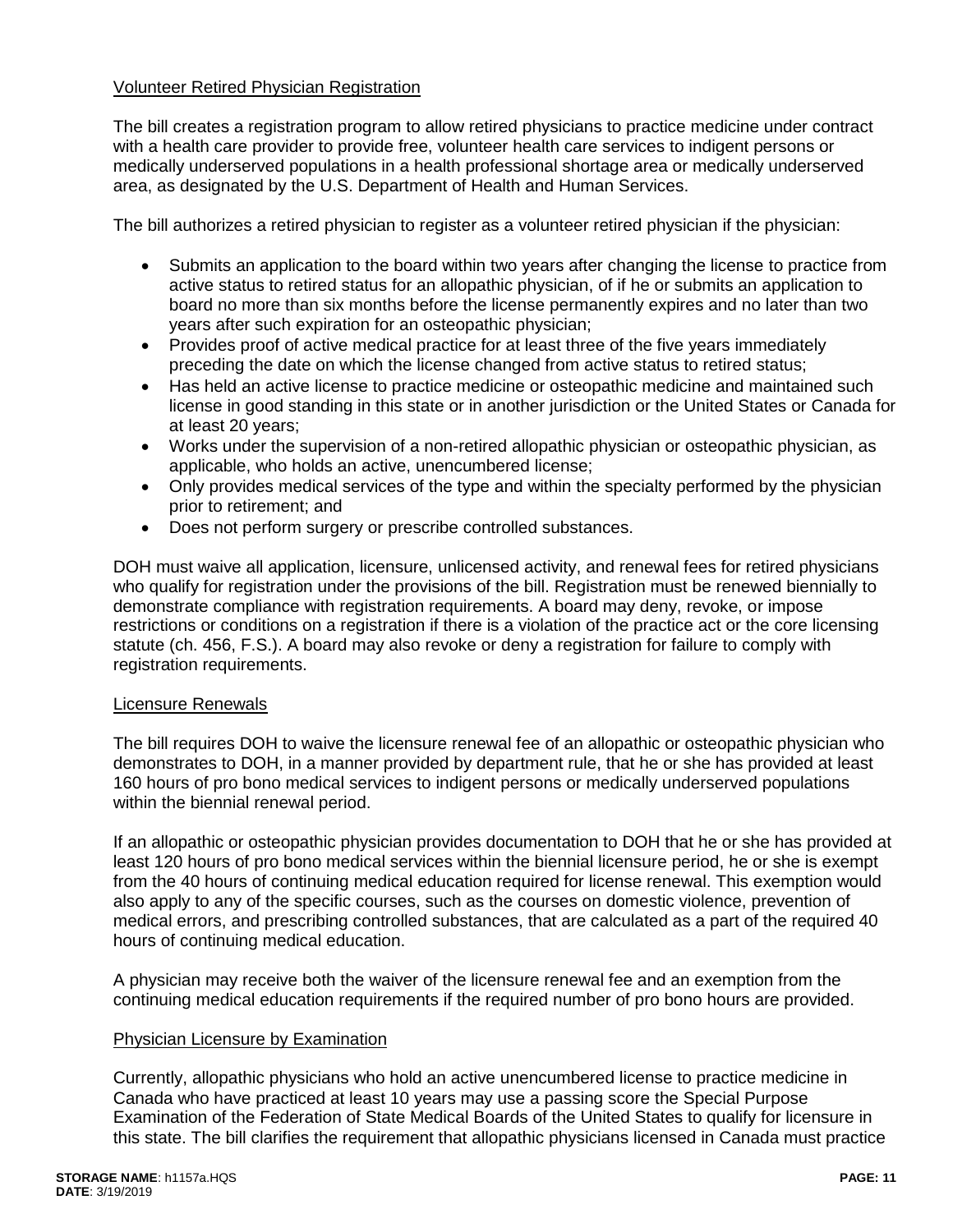Volunteer Retired Physician Registration

The bill creates a registration program to allow retired physicians to practice medicine under contract with a health care provider to provide free, volunteer health care services to indigent persons or medically underserved populations in a health professional shortage area or medically underserved area, as designated by the U.S. Department of Health and Human Services.

The bill authorizes a retired physician to register as a volunteer retired physician if the physician:

- Submits an application to the board within two years after changing the license to practice from active status to retired status for an allopathic physician, of if he or submits an application to board no more than six months before the license permanently expires and no later than two years after such expiration for an osteopathic physician;
- Provides proof of active medical practice for at least three of the five years immediately preceding the date on which the license changed from active status to retired status;
- Has held an active license to practice medicine or osteopathic medicine and maintained such license in good standing in this state or in another jurisdiction or the United States or Canada for at least 20 years;
- Works under the supervision of a non-retired allopathic physician or osteopathic physician, as applicable, who holds an active, unencumbered license;
- Only provides medical services of the type and within the specialty performed by the physician prior to retirement; and
- Does not perform surgery or prescribe controlled substances.

DOH must waive all application, licensure, unlicensed activity, and renewal fees for retired physicians who qualify for registration under the provisions of the bill. Registration must be renewed biennially to demonstrate compliance with registration requirements. A board may deny, revoke, or impose restrictions or conditions on a registration if there is a violation of the practice act or the core licensing statute (ch. 456, F.S.). A board may also revoke or deny a registration for failure to comply with registration requirements.

Licensure Renewals

The bill requires DOH to waive the licensure renewal fee of an allopathic or osteopathic physician who demonstrates to DOH, in a manner provided by department rule, that he or she has provided at least 160 hours of pro bono medical services to indigent persons or medically underserved populations within the biennial renewal period.

If an allopathic or osteopathic physician provides documentation to DOH that he or she has provided at least 120 hours of pro bono medical services within the biennial licensure period, he or she is exempt from the 40 hours of continuing medical education required for license renewal. This exemption would also apply to any of the specific courses, such as the courses on domestic violence, prevention of medical errors, and prescribing controlled substances, that are calculated as a part of the required 40 hours of continuing medical education.

A physician may receive both the waiver of the licensure renewal fee and an exemption from the continuing medical education requirements if the required number of pro bono hours are provided.

Physician Licensure by Examination

Currently, allopathic physicians who hold an active unencumbered license to practice medicine in Canada who have practiced at least 10 years may use a passing score the Special Purpose Examination of the Federation of State Medical Boards of the United States to qualify for licensure in this state. The bill clarifies the requirement that allopathic physicians licensed in Canada must practice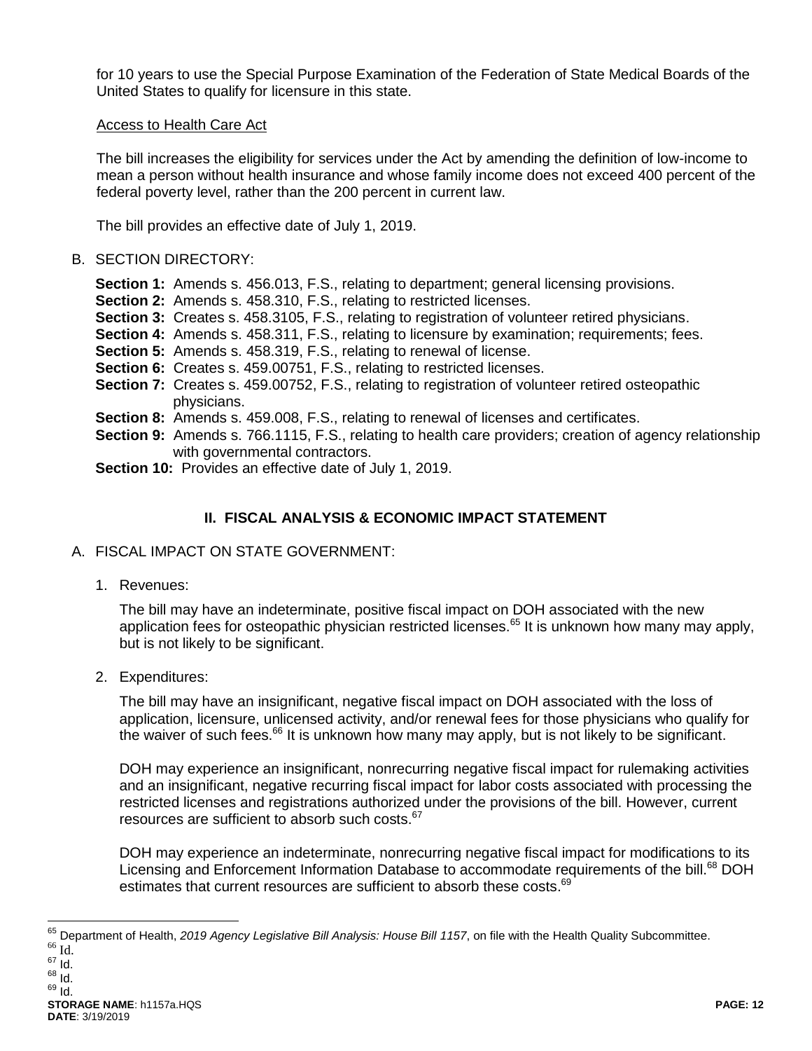for 10 years to use the Special Purpose Examination of the Federation of State Medical Boards of the United States to qualify for licensure in this state.

Access to Health Care Act

The bill increases the eligibility for services under the Act by amending the definition of low-income to mean a person without health insurance and whose family income does not exceed 400 percent of the federal poverty level, rather than the 200 percent in current law.

The bill provides an effective date of July 1, 2019.

B. SECTION DIRECTORY:

**Section 1:** Amends s. 456.013, F.S., relating to department; general licensing provisions.
**Section 2:** Amends s. 458.310, F.S., relating to restricted licenses.
**Section 3:** Creates s. 458.3105, F.S., relating to registration of volunteer retired physicians.
**Section 4:** Amends s. 458.311, F.S., relating to licensure by examination; requirements; fees.
**Section 5:** Amends s. 458.319, F.S., relating to renewal of license.
**Section 6:** Creates s. 459.00751, F.S., relating to restricted licenses.
**Section 7:** Creates s. 459.00752, F.S., relating to registration of volunteer retired osteopathic physicians.
**Section 8:** Amends s. 459.008, F.S., relating to renewal of licenses and certificates.
**Section 9:** Amends s. 766.1115, F.S., relating to health care providers; creation of agency relationship with governmental contractors.
**Section 10:** Provides an effective date of July 1, 2019.

## II. FISCAL ANALYSIS & ECONOMIC IMPACT STATEMENT

A. FISCAL IMPACT ON STATE GOVERNMENT:

1. Revenues:

   The bill may have an indeterminate, positive fiscal impact on DOH associated with the new application fees for osteopathic physician restricted licenses.[65] It is unknown how many may apply, but is not likely to be significant.

2. Expenditures:

   The bill may have an insignificant, negative fiscal impact on DOH associated with the loss of application, licensure, unlicensed activity, and/or renewal fees for those physicians who qualify for the waiver of such fees.[66] It is unknown how many may apply, but is not likely to be significant.

   DOH may experience an insignificant, nonrecurring negative fiscal impact for rulemaking activities and an insignificant, negative recurring fiscal impact for labor costs associated with processing the restricted licenses and registrations authorized under the provisions of the bill. However, current resources are sufficient to absorb such costs.[67]

   DOH may experience an indeterminate, nonrecurring negative fiscal impact for modifications to its Licensing and Enforcement Information Database to accommodate requirements of the bill.[68] DOH estimates that current resources are sufficient to absorb these costs.[69]

---

[65] Department of Health, *2019 Agency Legislative Bill Analysis: House Bill 1157*, on file with the Health Quality Subcommittee.
[66] Id.
[67] Id.
[68] Id.
[69] Id.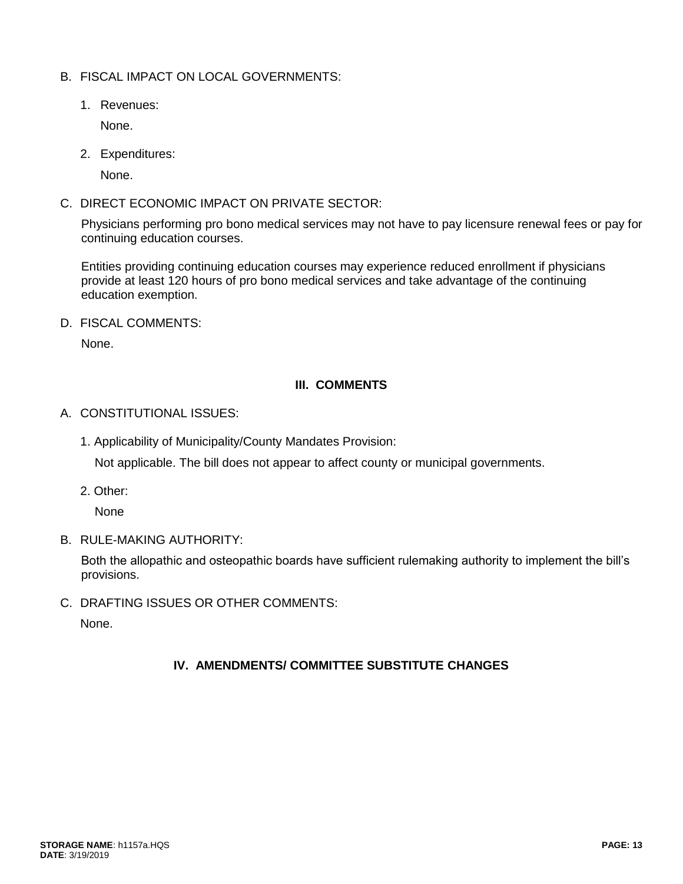B. FISCAL IMPACT ON LOCAL GOVERNMENTS:

1. Revenues:

   None.

2. Expenditures:

   None.

C. DIRECT ECONOMIC IMPACT ON PRIVATE SECTOR:

Physicians performing pro bono medical services may not have to pay licensure renewal fees or pay for continuing education courses.

Entities providing continuing education courses may experience reduced enrollment if physicians provide at least 120 hours of pro bono medical services and take advantage of the continuing education exemption.

D. FISCAL COMMENTS:

None.

## III. COMMENTS

A. CONSTITUTIONAL ISSUES:

1. Applicability of Municipality/County Mandates Provision:

   Not applicable. The bill does not appear to affect county or municipal governments.

2. Other:

   None

B. RULE-MAKING AUTHORITY:

Both the allopathic and osteopathic boards have sufficient rulemaking authority to implement the bill's provisions.

C. DRAFTING ISSUES OR OTHER COMMENTS:

None.

## IV. AMENDMENTS/ COMMITTEE SUBSTITUTE CHANGES